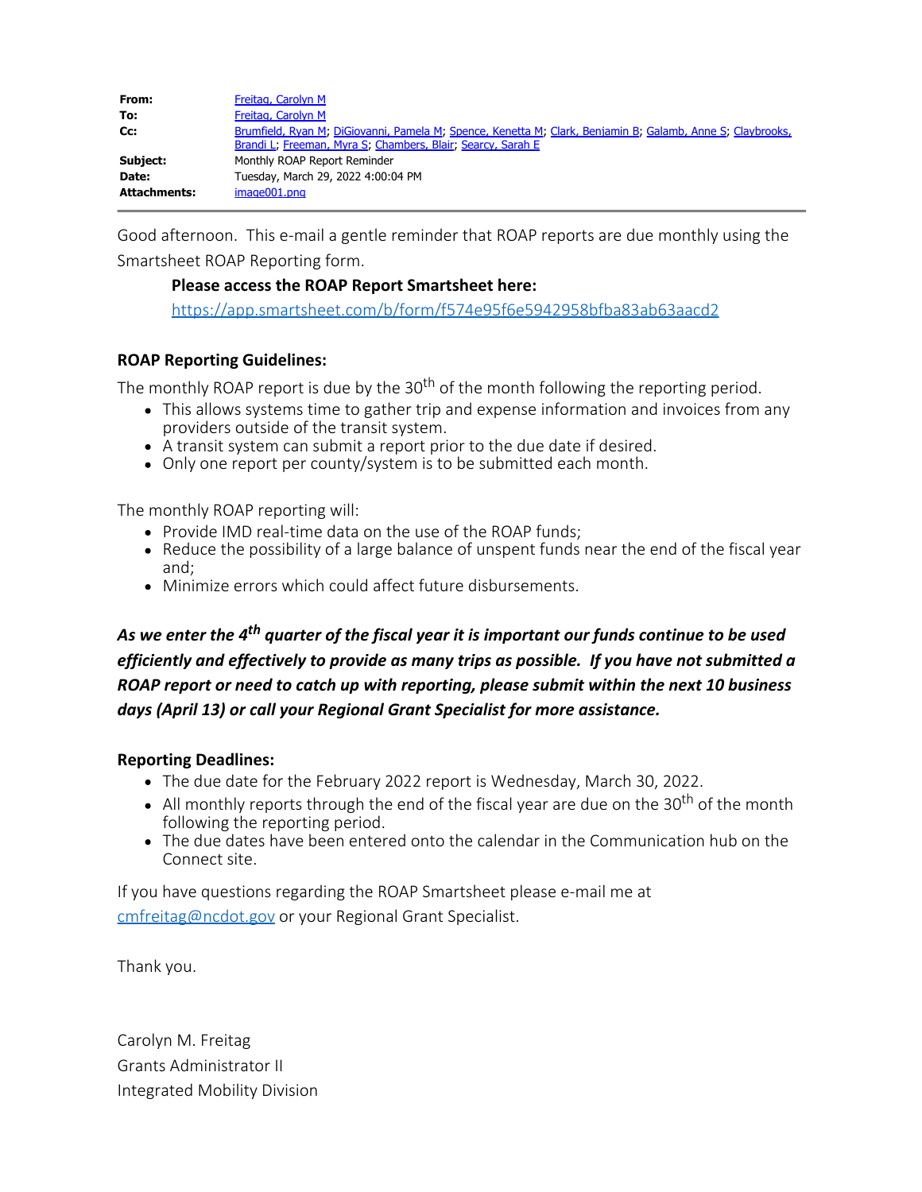| | |
|---|---|
| **From:** | Freitag, Carolyn M |
| **To:** | Freitag, Carolyn M |
| **Cc:** | Brumfield, Ryan M; DiGiovanni, Pamela M; Spence, Kenetta M; Clark, Benjamin B; Galamb, Anne S; Claybrooks, Brandi L; Freeman, Myra S; Chambers, Blair; Searcy, Sarah E |
| **Subject:** | Monthly ROAP Report Reminder |
| **Date:** | Tuesday, March 29, 2022 4:00:04 PM |
| **Attachments:** | image001.png |

Good afternoon. This e-mail a gentle reminder that ROAP reports are due monthly using the Smartsheet ROAP Reporting form.

> **Please access the ROAP Report Smartsheet here:**
> https://app.smartsheet.com/b/form/f574e95f6e5942958bfba83ab63aacd2

**ROAP Reporting Guidelines:**

The monthly ROAP report is due by the 30th of the month following the reporting period.

- This allows systems time to gather trip and expense information and invoices from any providers outside of the transit system.
- A transit system can submit a report prior to the due date if desired.
- Only one report per county/system is to be submitted each month.

The monthly ROAP reporting will:

- Provide IMD real-time data on the use of the ROAP funds;
- Reduce the possibility of a large balance of unspent funds near the end of the fiscal year and;
- Minimize errors which could affect future disbursements.

***As we enter the 4th quarter of the fiscal year it is important our funds continue to be used efficiently and effectively to provide as many trips as possible. If you have not submitted a ROAP report or need to catch up with reporting, please submit within the next 10 business days (April 13) or call your Regional Grant Specialist for more assistance.***

**Reporting Deadlines:**

- The due date for the February 2022 report is Wednesday, March 30, 2022.
- All monthly reports through the end of the fiscal year are due on the 30th of the month following the reporting period.
- The due dates have been entered onto the calendar in the Communication hub on the Connect site.

If you have questions regarding the ROAP Smartsheet please e-mail me at cmfreitag@ncdot.gov or your Regional Grant Specialist.

Thank you.

Carolyn M. Freitag
Grants Administrator II
Integrated Mobility Division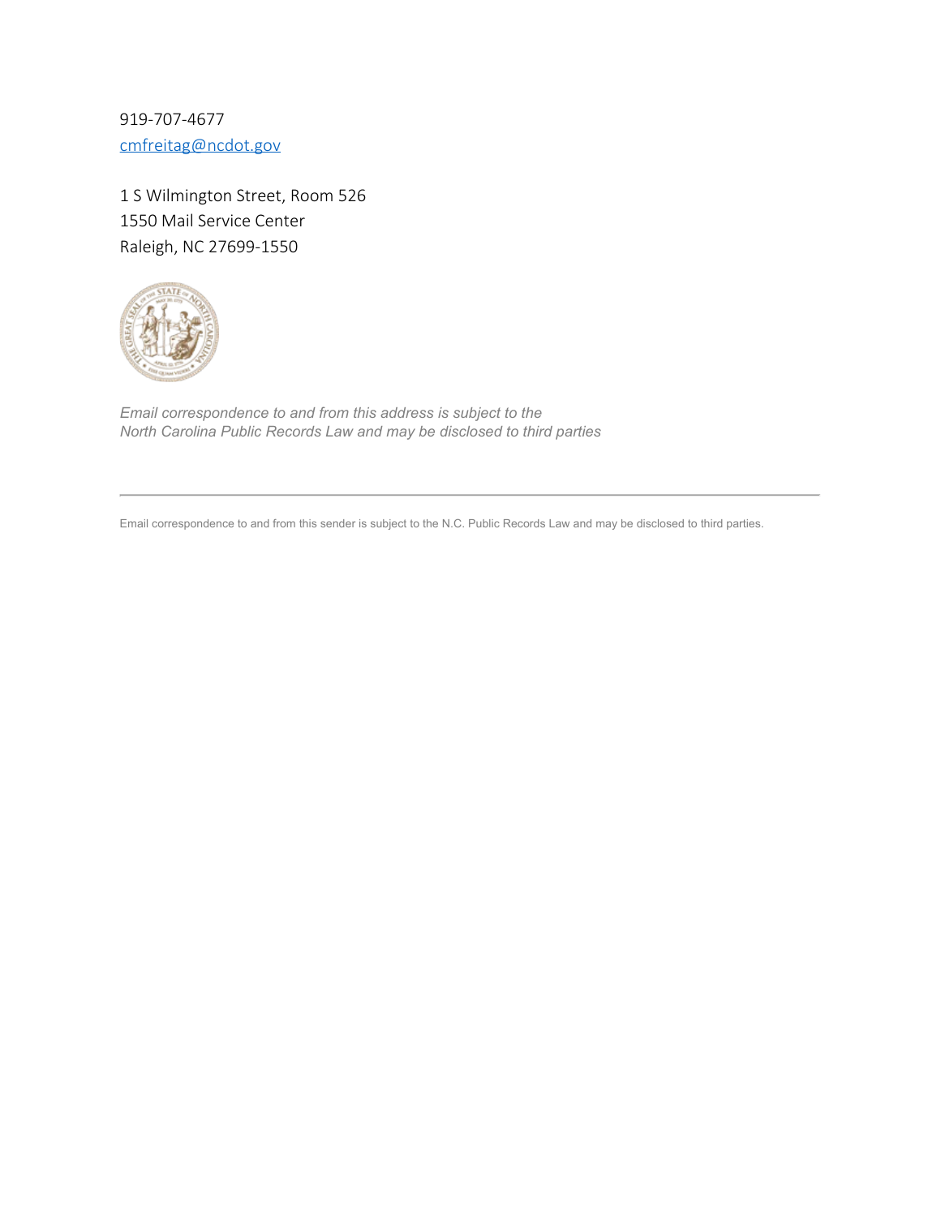919-707-4677
cmfreitag@ncdot.gov

1 S Wilmington Street, Room 526
1550 Mail Service Center
Raleigh, NC 27699-1550

*Email correspondence to and from this address is subject to the North Carolina Public Records Law and may be disclosed to third parties*

---

Email correspondence to and from this sender is subject to the N.C. Public Records Law and may be disclosed to third parties.